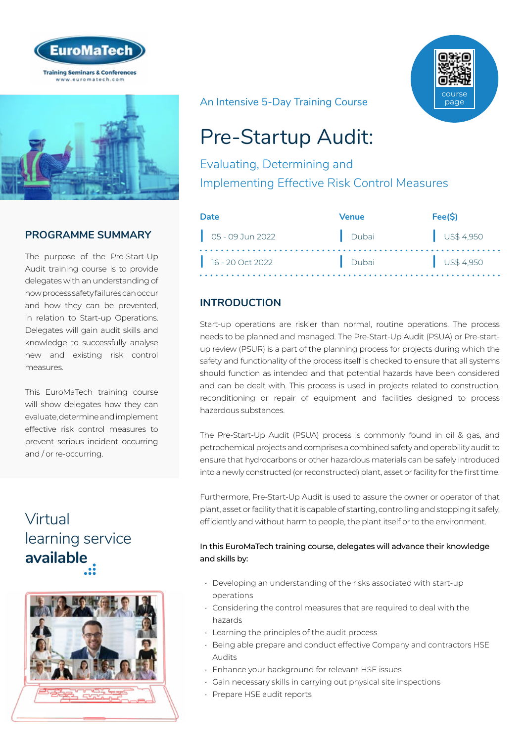EuroMaTech

Training Seminars & Conferences
www.euromatech.com

course page

An Intensive 5-Day Training Course

# Pre-Startup Audit:

## Evaluating, Determining and Implementing Effective Risk Control Measures

| Date | Venue | Fee($) |
| --- | --- | --- |
| 05 - 09 Jun 2022 | Dubai | US$ 4,950 |
| 16 - 20 Oct 2022 | Dubai | US$ 4,950 |

## PROGRAMME SUMMARY

The purpose of the Pre-Start-Up Audit training course is to provide delegates with an understanding of how process safety failures can occur and how they can be prevented, in relation to Start-up Operations. Delegates will gain audit skills and knowledge to successfully analyse new and existing risk control measures.

This EuroMaTech training course will show delegates how they can evaluate, determine and implement effective risk control measures to prevent serious incident occurring and / or re-occurring.

Virtual learning service **available**

## INTRODUCTION

Start-up operations are riskier than normal, routine operations. The process needs to be planned and managed. The Pre-Start-Up Audit (PSUA) or Pre-start-up review (PSUR) is a part of the planning process for projects during which the safety and functionality of the process itself is checked to ensure that all systems should function as intended and that potential hazards have been considered and can be dealt with. This process is used in projects related to construction, reconditioning or repair of equipment and facilities designed to process hazardous substances.

The Pre-Start-Up Audit (PSUA) process is commonly found in oil & gas, and petrochemical projects and comprises a combined safety and operability audit to ensure that hydrocarbons or other hazardous materials can be safely introduced into a newly constructed (or reconstructed) plant, asset or facility for the first time.

Furthermore, Pre-Start-Up Audit is used to assure the owner or operator of that plant, asset or facility that it is capable of starting, controlling and stopping it safely, efficiently and without harm to people, the plant itself or to the environment.

In this EuroMaTech training course, delegates will advance their knowledge and skills by:

- Developing an understanding of the risks associated with start-up operations
- Considering the control measures that are required to deal with the hazards
- Learning the principles of the audit process
- Being able prepare and conduct effective Company and contractors HSE Audits
- Enhance your background for relevant HSE issues
- Gain necessary skills in carrying out physical site inspections
- Prepare HSE audit reports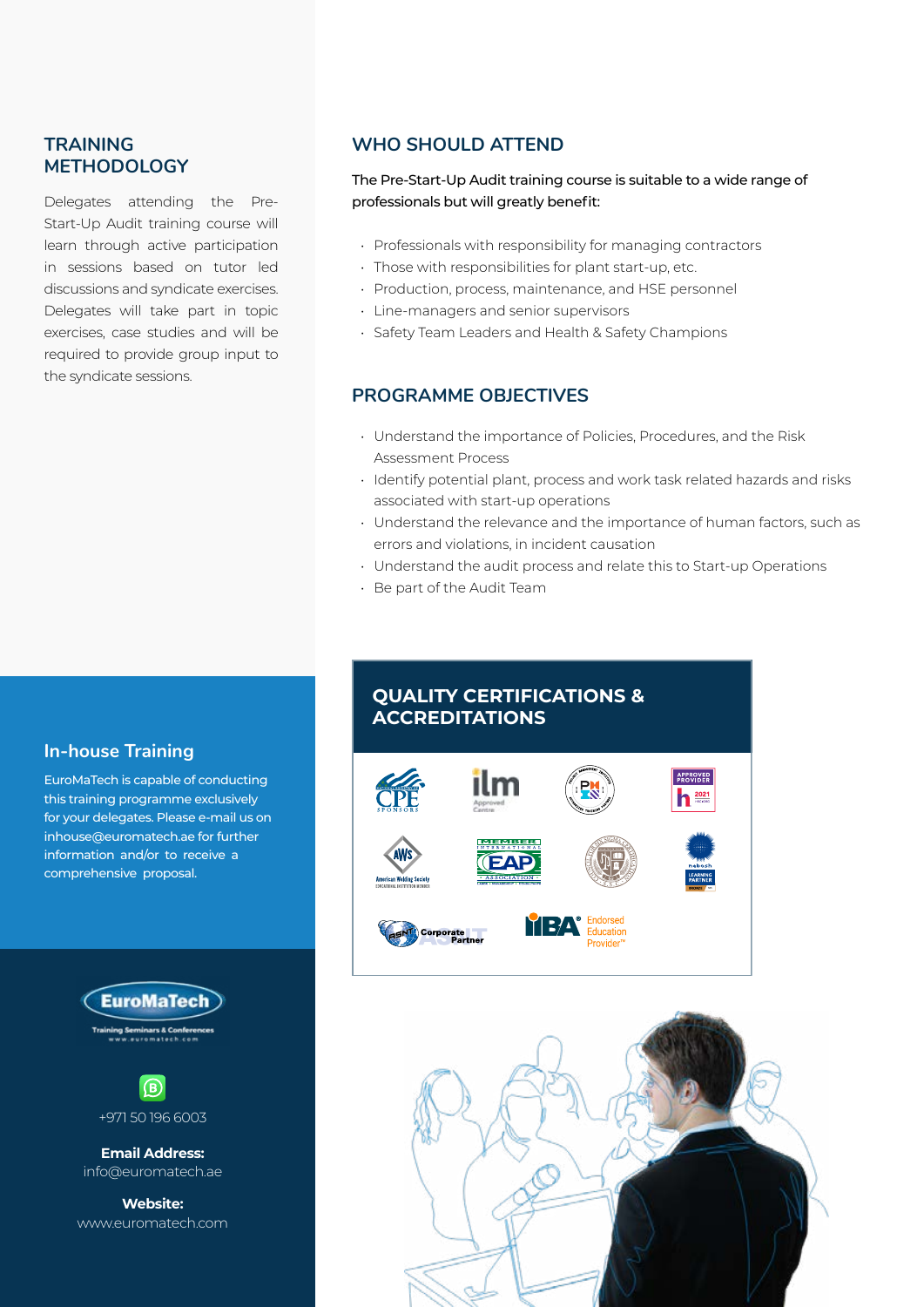## TRAINING METHODOLOGY

Delegates attending the Pre-Start-Up Audit training course will learn through active participation in sessions based on tutor led discussions and syndicate exercises. Delegates will take part in topic exercises, case studies and will be required to provide group input to the syndicate sessions.

## WHO SHOULD ATTEND

The Pre-Start-Up Audit training course is suitable to a wide range of professionals but will greatly benefit:

- Professionals with responsibility for managing contractors
- Those with responsibilities for plant start-up, etc.
- Production, process, maintenance, and HSE personnel
- Line-managers and senior supervisors
- Safety Team Leaders and Health & Safety Champions

## PROGRAMME OBJECTIVES

- Understand the importance of Policies, Procedures, and the Risk Assessment Process
- Identify potential plant, process and work task related hazards and risks associated with start-up operations
- Understand the relevance and the importance of human factors, such as errors and violations, in incident causation
- Understand the audit process and relate this to Start-up Operations
- Be part of the Audit Team

## In-house Training

EuroMaTech is capable of conducting this training programme exclusively for your delegates. Please e-mail us on inhouse@euromatech.ae for further information and/or to receive a comprehensive proposal.

## QUALITY CERTIFICATIONS & ACCREDITATIONS

EuroMaTech
Training Seminars & Conferences
www.euromatech.com

+971 50 196 6003

**Email Address:**
info@euromatech.ae

**Website:**
www.euromatech.com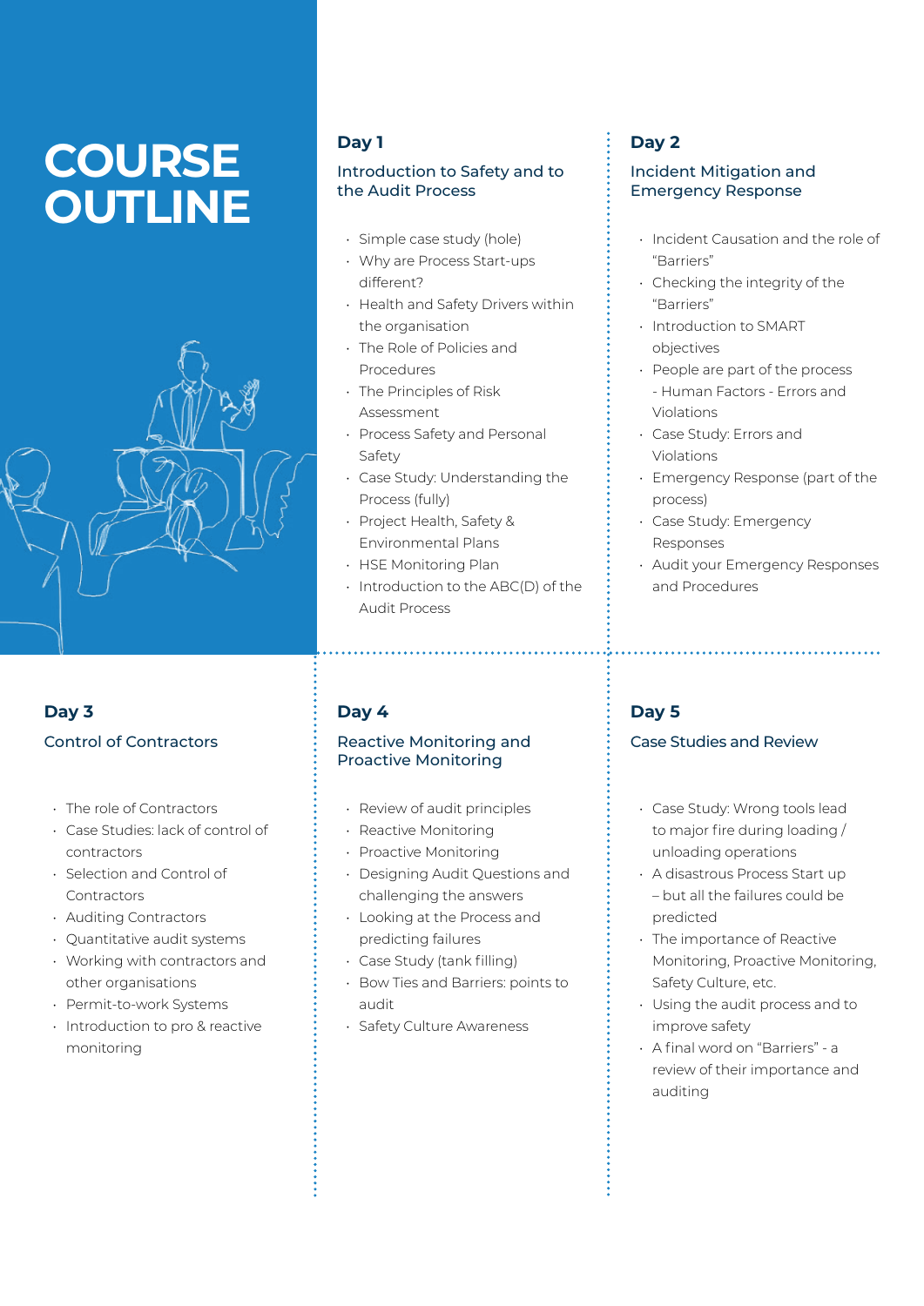# COURSE OUTLINE

## Day 1

### Introduction to Safety and to the Audit Process

- Simple case study (hole)
- Why are Process Start-ups different?
- Health and Safety Drivers within the organisation
- The Role of Policies and Procedures
- The Principles of Risk Assessment
- Process Safety and Personal Safety
- Case Study: Understanding the Process (fully)
- Project Health, Safety & Environmental Plans
- HSE Monitoring Plan
- Introduction to the ABC(D) of the Audit Process

## Day 2

### Incident Mitigation and Emergency Response

- Incident Causation and the role of "Barriers"
- Checking the integrity of the "Barriers"
- Introduction to SMART objectives
- People are part of the process - Human Factors - Errors and Violations
- Case Study: Errors and Violations
- Emergency Response (part of the process)
- Case Study: Emergency Responses
- Audit your Emergency Responses and Procedures

## Day 3

### Control of Contractors

- The role of Contractors
- Case Studies: lack of control of contractors
- Selection and Control of Contractors
- Auditing Contractors
- Quantitative audit systems
- Working with contractors and other organisations
- Permit-to-work Systems
- Introduction to pro & reactive monitoring

## Day 4

### Reactive Monitoring and Proactive Monitoring

- Review of audit principles
- Reactive Monitoring
- Proactive Monitoring
- Designing Audit Questions and challenging the answers
- Looking at the Process and predicting failures
- Case Study (tank filling)
- Bow Ties and Barriers: points to audit
- Safety Culture Awareness

## Day 5

### Case Studies and Review

- Case Study: Wrong tools lead to major fire during loading / unloading operations
- A disastrous Process Start up – but all the failures could be predicted
- The importance of Reactive Monitoring, Proactive Monitoring, Safety Culture, etc.
- Using the audit process and to improve safety
- A final word on "Barriers" - a review of their importance and auditing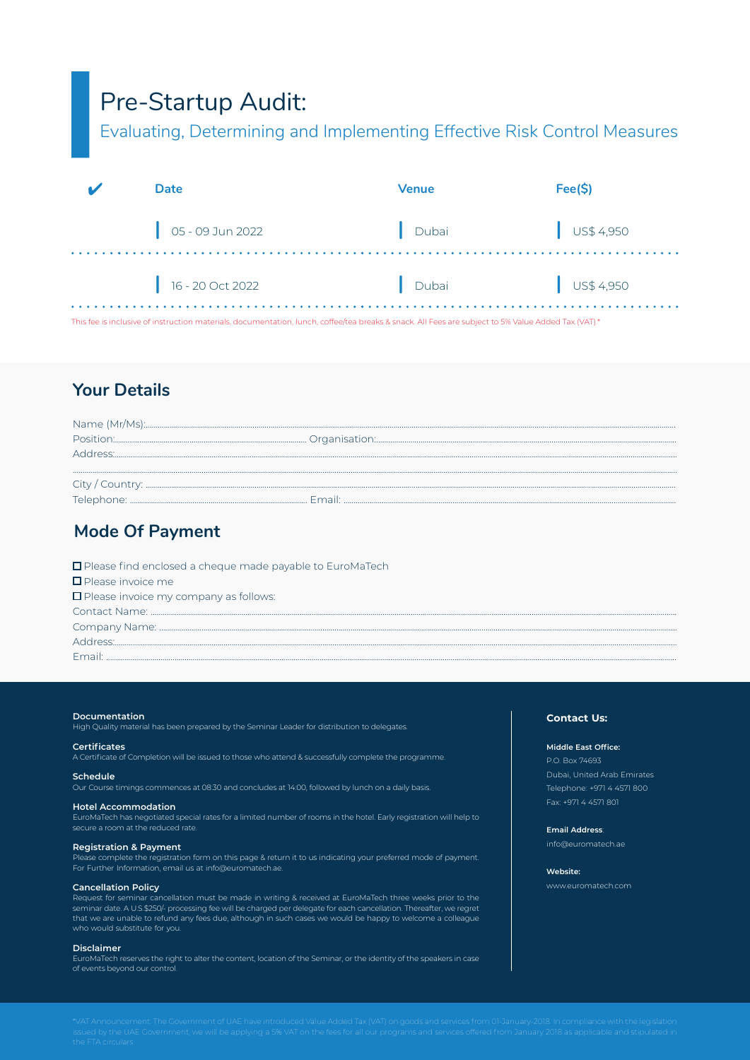# Pre-Startup Audit:

## Evaluating, Determining and Implementing Effective Risk Control Measures

| ✔ | Date | Venue | Fee($) |
|---|---|---|---|
| | 05 - 09 Jun 2022 | Dubai | US$ 4,950 |
| | 16 - 20 Oct 2022 | Dubai | US$ 4,950 |

This fee is inclusive of instruction materials, documentation, lunch, coffee/tea breaks & snack. All Fees are subject to 5% Value Added Tax (VAT).*

## Your Details

Name (Mr/Ms):..........................................................................

Position:.......................................... Organisation:..........................................

Address:..........................................................................

..........................................................................

City / Country: ..........................................................................

Telephone: .......................................... Email: ..........................................

## Mode Of Payment

☐ Please find enclosed a cheque made payable to EuroMaTech

☐ Please invoice me

☐ Please invoice my company as follows:

Contact Name: ..........................................................................

Company Name: ..........................................................................

Address:..........................................................................

Email: ..........................................................................

**Documentation**
High Quality material has been prepared by the Seminar Leader for distribution to delegates.

**Certificates**
A Certificate of Completion will be issued to those who attend & successfully complete the programme.

**Schedule**
Our Course timings commences at 08:30 and concludes at 14:00, followed by lunch on a daily basis.

**Hotel Accommodation**
EuroMaTech has negotiated special rates for a limited number of rooms in the hotel. Early registration will help to secure a room at the reduced rate.

**Registration & Payment**
Please complete the registration form on this page & return it to us indicating your preferred mode of payment. For Further Information, email us at info@euromatech.ae.

**Cancellation Policy**
Request for seminar cancellation must be made in writing & received at EuroMaTech three weeks prior to the seminar date. A U.S $250/- processing fee will be charged per delegate for each cancellation. Thereafter, we regret that we are unable to refund any fees due, although in such cases we would be happy to welcome a colleague who would substitute for you.

**Disclaimer**
EuroMaTech reserves the right to alter the content, location of the Seminar, or the identity of the speakers in case of events beyond our control.

**Contact Us:**

**Middle East Office:**
P.O. Box 74693
Dubai, United Arab Emirates
Telephone: +971 4 4571 800
Fax: +971 4 4571 801

**Email Address**
info@euromatech.ae

**Website:**
www.euromatech.com

*VAT Announcement: The Government of UAE have introduced Value Added Tax (VAT) on goods and services from 01-January-2018. In compliance with the legislation issued by the UAE Government, we will be applying a 5% VAT on the fees for all our programs and services offered from January 2018 as applicable and stipulated in the FTA circulars.